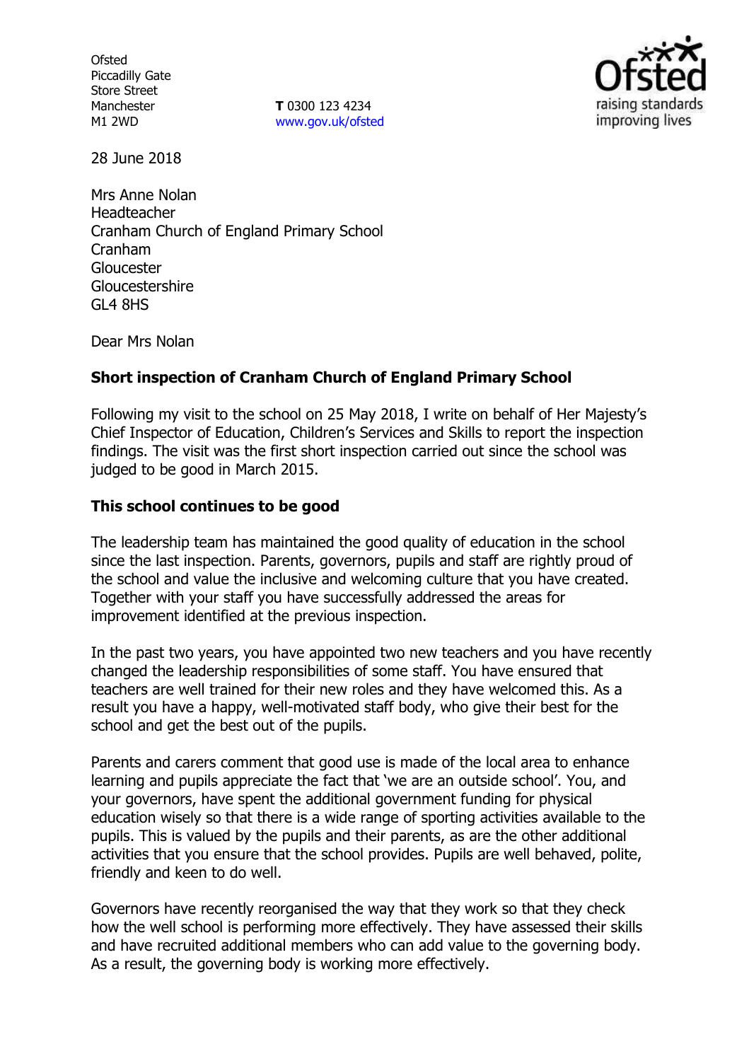Ofsted
Piccadilly Gate
Store Street
Manchester
M1 2WD

**T** 0300 123 4234
www.gov.uk/ofsted

28 June 2018

Mrs Anne Nolan
Headteacher
Cranham Church of England Primary School
Cranham
Gloucester
Gloucestershire
GL4 8HS

Dear Mrs Nolan

**Short inspection of Cranham Church of England Primary School**

Following my visit to the school on 25 May 2018, I write on behalf of Her Majesty's Chief Inspector of Education, Children's Services and Skills to report the inspection findings. The visit was the first short inspection carried out since the school was judged to be good in March 2015.

**This school continues to be good**

The leadership team has maintained the good quality of education in the school since the last inspection. Parents, governors, pupils and staff are rightly proud of the school and value the inclusive and welcoming culture that you have created. Together with your staff you have successfully addressed the areas for improvement identified at the previous inspection.

In the past two years, you have appointed two new teachers and you have recently changed the leadership responsibilities of some staff. You have ensured that teachers are well trained for their new roles and they have welcomed this. As a result you have a happy, well-motivated staff body, who give their best for the school and get the best out of the pupils.

Parents and carers comment that good use is made of the local area to enhance learning and pupils appreciate the fact that 'we are an outside school'. You, and your governors, have spent the additional government funding for physical education wisely so that there is a wide range of sporting activities available to the pupils. This is valued by the pupils and their parents, as are the other additional activities that you ensure that the school provides. Pupils are well behaved, polite, friendly and keen to do well.

Governors have recently reorganised the way that they work so that they check how the well school is performing more effectively. They have assessed their skills and have recruited additional members who can add value to the governing body. As a result, the governing body is working more effectively.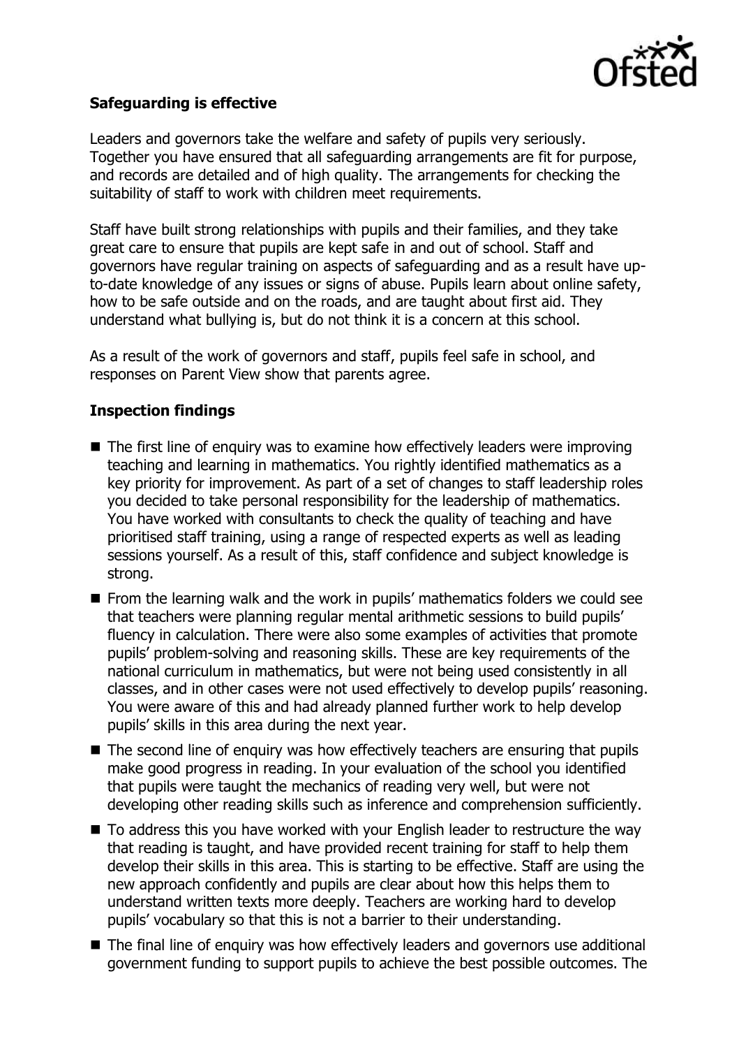### Safeguarding is effective

Leaders and governors take the welfare and safety of pupils very seriously. Together you have ensured that all safeguarding arrangements are fit for purpose, and records are detailed and of high quality. The arrangements for checking the suitability of staff to work with children meet requirements.

Staff have built strong relationships with pupils and their families, and they take great care to ensure that pupils are kept safe in and out of school. Staff and governors have regular training on aspects of safeguarding and as a result have up-to-date knowledge of any issues or signs of abuse. Pupils learn about online safety, how to be safe outside and on the roads, and are taught about first aid. They understand what bullying is, but do not think it is a concern at this school.

As a result of the work of governors and staff, pupils feel safe in school, and responses on Parent View show that parents agree.

### Inspection findings

- The first line of enquiry was to examine how effectively leaders were improving teaching and learning in mathematics. You rightly identified mathematics as a key priority for improvement. As part of a set of changes to staff leadership roles you decided to take personal responsibility for the leadership of mathematics. You have worked with consultants to check the quality of teaching and have prioritised staff training, using a range of respected experts as well as leading sessions yourself. As a result of this, staff confidence and subject knowledge is strong.
- From the learning walk and the work in pupils' mathematics folders we could see that teachers were planning regular mental arithmetic sessions to build pupils' fluency in calculation. There were also some examples of activities that promote pupils' problem-solving and reasoning skills. These are key requirements of the national curriculum in mathematics, but were not being used consistently in all classes, and in other cases were not used effectively to develop pupils' reasoning. You were aware of this and had already planned further work to help develop pupils' skills in this area during the next year.
- The second line of enquiry was how effectively teachers are ensuring that pupils make good progress in reading. In your evaluation of the school you identified that pupils were taught the mechanics of reading very well, but were not developing other reading skills such as inference and comprehension sufficiently.
- To address this you have worked with your English leader to restructure the way that reading is taught, and have provided recent training for staff to help them develop their skills in this area. This is starting to be effective. Staff are using the new approach confidently and pupils are clear about how this helps them to understand written texts more deeply. Teachers are working hard to develop pupils' vocabulary so that this is not a barrier to their understanding.
- The final line of enquiry was how effectively leaders and governors use additional government funding to support pupils to achieve the best possible outcomes. The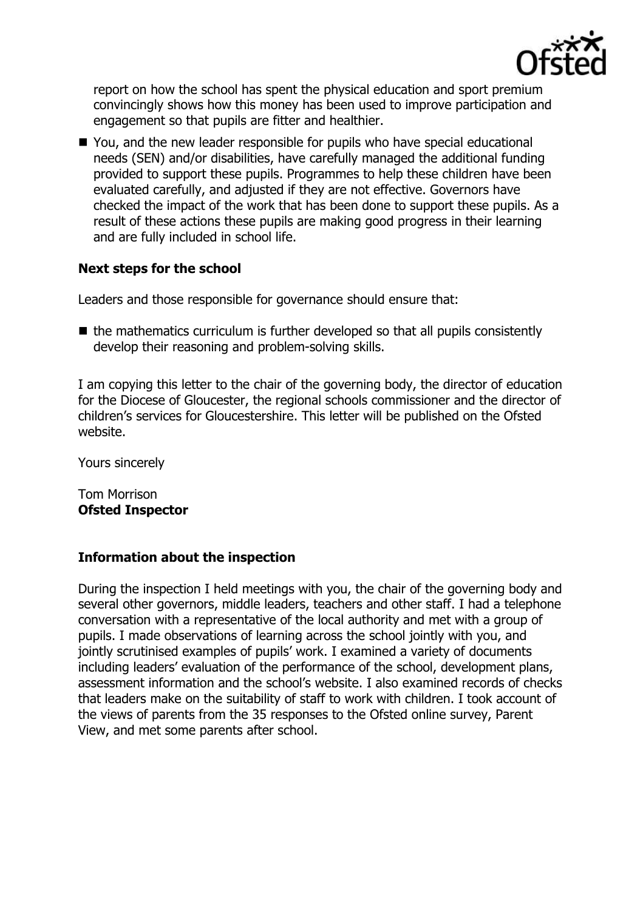report on how the school has spent the physical education and sport premium convincingly shows how this money has been used to improve participation and engagement so that pupils are fitter and healthier.

- You, and the new leader responsible for pupils who have special educational needs (SEN) and/or disabilities, have carefully managed the additional funding provided to support these pupils. Programmes to help these children have been evaluated carefully, and adjusted if they are not effective. Governors have checked the impact of the work that has been done to support these pupils. As a result of these actions these pupils are making good progress in their learning and are fully included in school life.

### Next steps for the school

Leaders and those responsible for governance should ensure that:

- the mathematics curriculum is further developed so that all pupils consistently develop their reasoning and problem-solving skills.

I am copying this letter to the chair of the governing body, the director of education for the Diocese of Gloucester, the regional schools commissioner and the director of children's services for Gloucestershire. This letter will be published on the Ofsted website.

Yours sincerely

Tom Morrison
**Ofsted Inspector**

### Information about the inspection

During the inspection I held meetings with you, the chair of the governing body and several other governors, middle leaders, teachers and other staff. I had a telephone conversation with a representative of the local authority and met with a group of pupils. I made observations of learning across the school jointly with you, and jointly scrutinised examples of pupils' work. I examined a variety of documents including leaders' evaluation of the performance of the school, development plans, assessment information and the school's website. I also examined records of checks that leaders make on the suitability of staff to work with children. I took account of the views of parents from the 35 responses to the Ofsted online survey, Parent View, and met some parents after school.